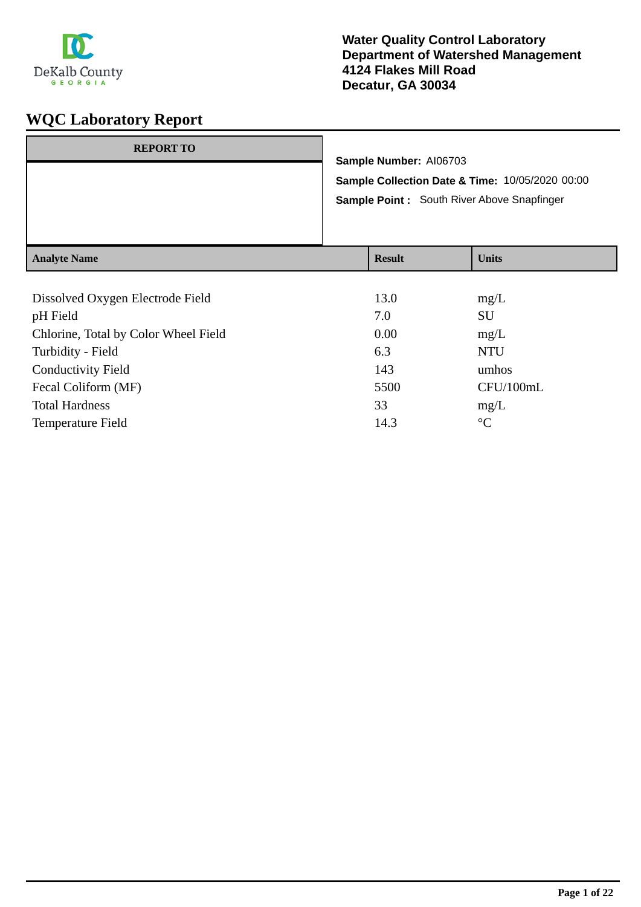DeKalb County GEORGIA

**Water Quality Control Laboratory**
**Department of Watershed Management**
**4124 Flakes Mill Road**
**Decatur, GA 30034**

# WQC Laboratory Report

| REPORT TO |
| --- |
| |

**Sample Number:** AI06703

**Sample Collection Date & Time:** 10/05/2020 00:00

**Sample Point :** South River Above Snapfinger

| Analyte Name | Result | Units |
| --- | --- | --- |
| Dissolved Oxygen Electrode Field | 13.0 | mg/L |
| pH Field | 7.0 | SU |
| Chlorine, Total by Color Wheel Field | 0.00 | mg/L |
| Turbidity - Field | 6.3 | NTU |
| Conductivity Field | 143 | umhos |
| Fecal Coliform (MF) | 5500 | CFU/100mL |
| Total Hardness | 33 | mg/L |
| Temperature Field | 14.3 | °C |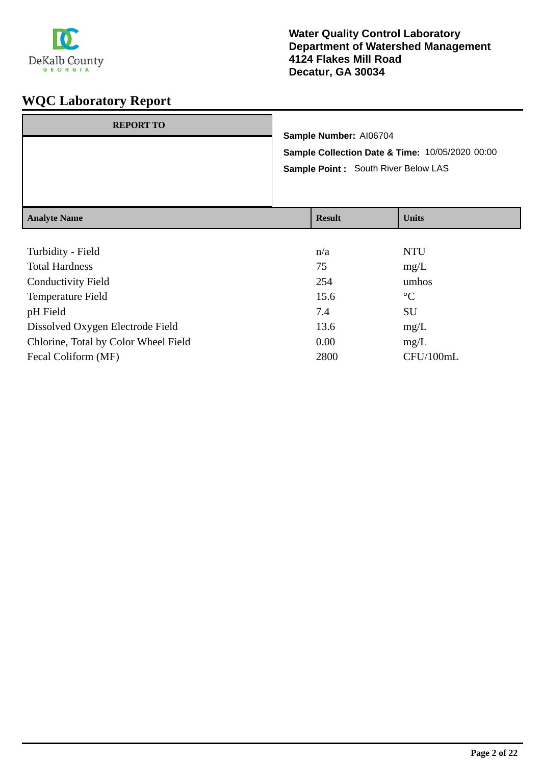DeKalb County
GEORGIA

**Water Quality Control Laboratory**
**Department of Watershed Management**
**4124 Flakes Mill Road**
**Decatur, GA 30034**

# WQC Laboratory Report

| REPORT TO |
|---|
| |

**Sample Number:** AI06704

**Sample Collection Date & Time:** 10/05/2020 00:00

**Sample Point :** South River Below LAS

| Analyte Name | Result | Units |
|---|---|---|
| Turbidity - Field | n/a | NTU |
| Total Hardness | 75 | mg/L |
| Conductivity Field | 254 | umhos |
| Temperature Field | 15.6 | °C |
| pH Field | 7.4 | SU |
| Dissolved Oxygen Electrode Field | 13.6 | mg/L |
| Chlorine, Total by Color Wheel Field | 0.00 | mg/L |
| Fecal Coliform (MF) | 2800 | CFU/100mL |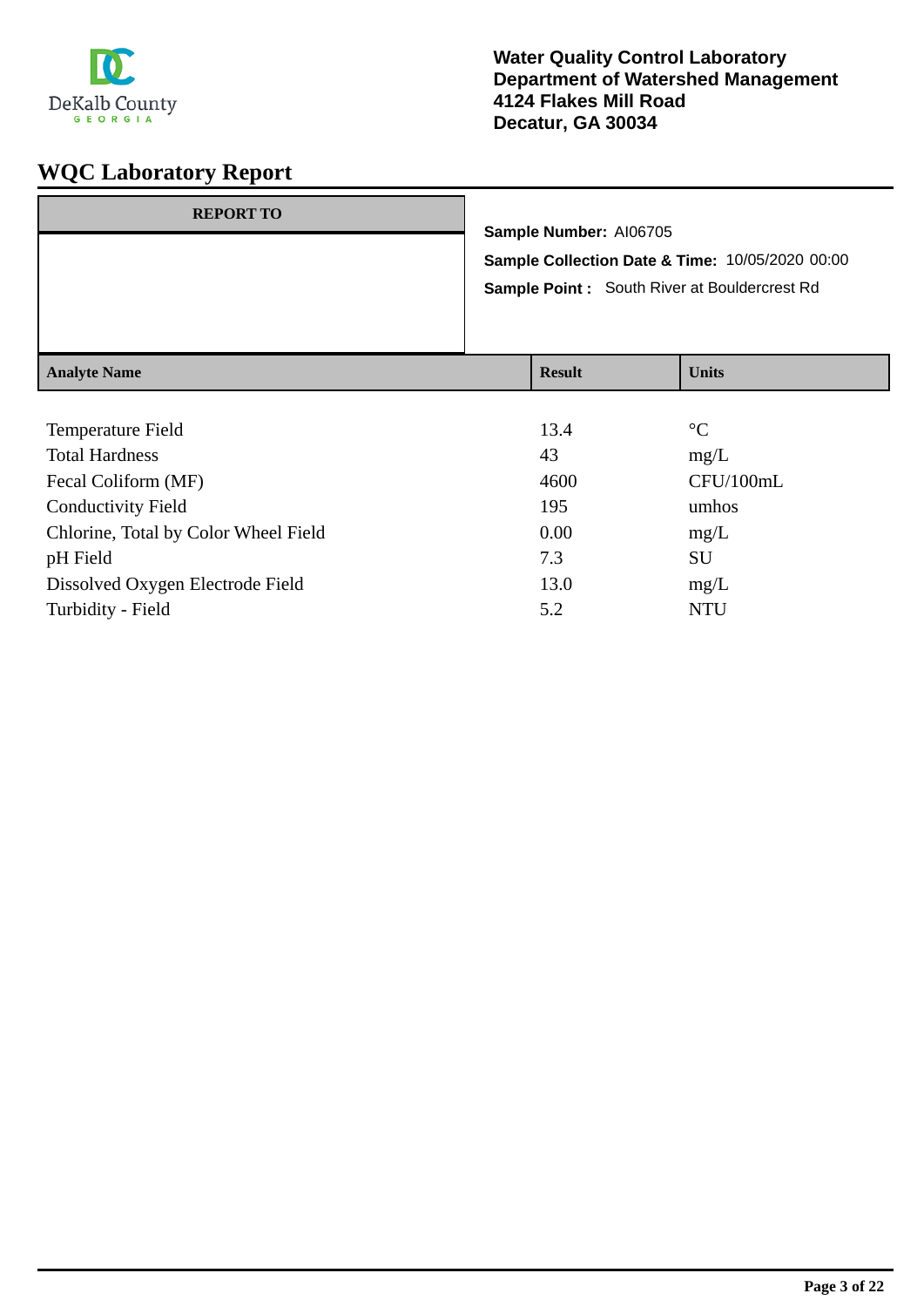**Water Quality Control Laboratory**
**Department of Watershed Management**
**4124 Flakes Mill Road**
**Decatur, GA 30034**

# WQC Laboratory Report

| REPORT TO |
|---|
| |

**Sample Number:** AI06705

**Sample Collection Date & Time:** 10/05/2020 00:00

**Sample Point :** South River at Bouldercrest Rd

| Analyte Name | Result | Units |
|---|---|---|
| Temperature Field | 13.4 | °C |
| Total Hardness | 43 | mg/L |
| Fecal Coliform (MF) | 4600 | CFU/100mL |
| Conductivity Field | 195 | umhos |
| Chlorine, Total by Color Wheel Field | 0.00 | mg/L |
| pH Field | 7.3 | SU |
| Dissolved Oxygen Electrode Field | 13.0 | mg/L |
| Turbidity - Field | 5.2 | NTU |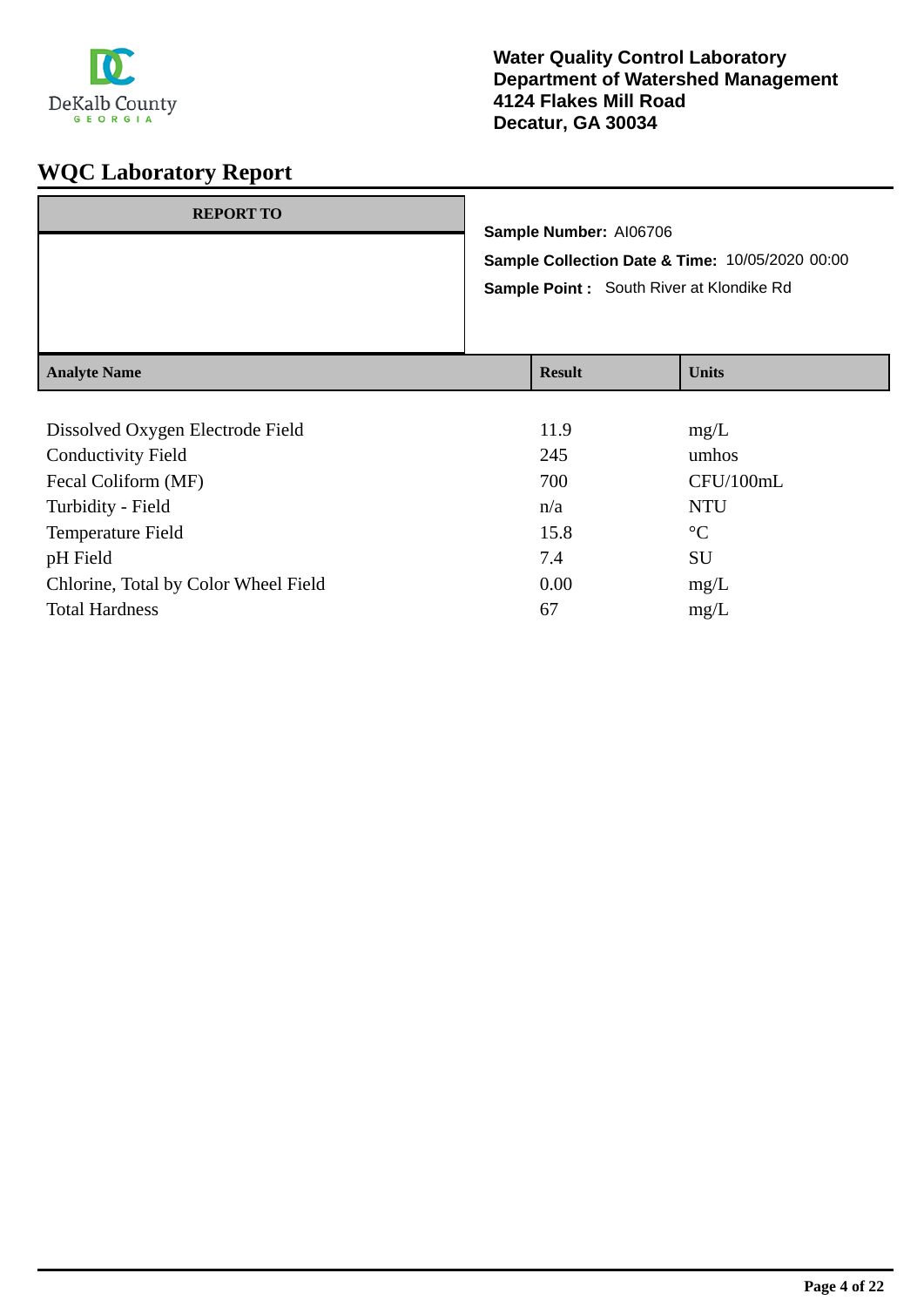**Water Quality Control Laboratory**
**Department of Watershed Management**
**4124 Flakes Mill Road**
**Decatur, GA 30034**

# WQC Laboratory Report

**REPORT TO**

**Sample Number:** AI06706

**Sample Collection Date & Time:** 10/05/2020 00:00

**Sample Point :** South River at Klondike Rd

| Analyte Name | Result | Units |
|---|---|---|
| Dissolved Oxygen Electrode Field | 11.9 | mg/L |
| Conductivity Field | 245 | umhos |
| Fecal Coliform (MF) | 700 | CFU/100mL |
| Turbidity - Field | n/a | NTU |
| Temperature Field | 15.8 | °C |
| pH Field | 7.4 | SU |
| Chlorine, Total by Color Wheel Field | 0.00 | mg/L |
| Total Hardness | 67 | mg/L |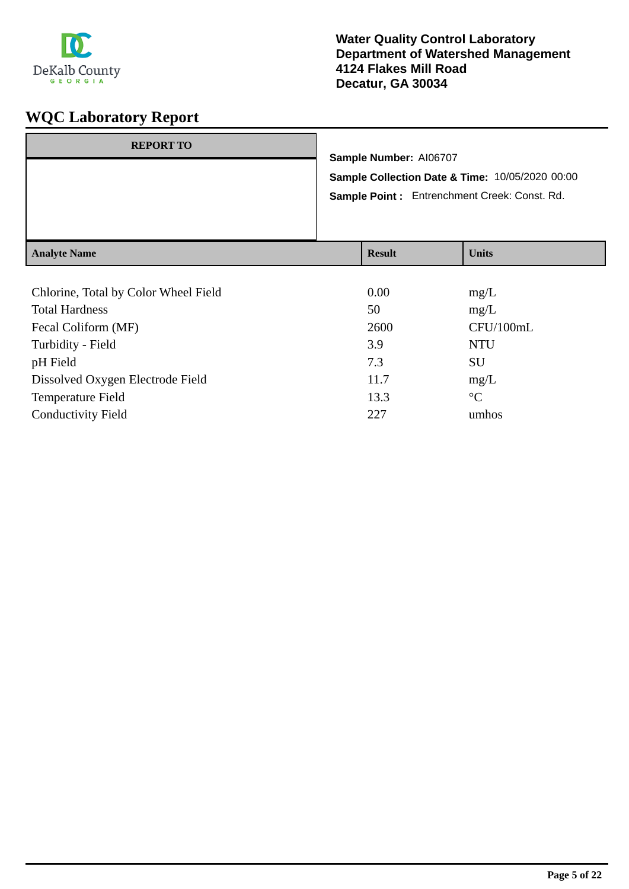**Water Quality Control Laboratory**
**Department of Watershed Management**
**4124 Flakes Mill Road**
**Decatur, GA 30034**

# WQC Laboratory Report

**REPORT TO**

**Sample Number:** AI06707

**Sample Collection Date & Time:** 10/05/2020 00:00

**Sample Point :** Entrenchment Creek: Const. Rd.

| Analyte Name | Result | Units |
|---|---|---|
| Chlorine, Total by Color Wheel Field | 0.00 | mg/L |
| Total Hardness | 50 | mg/L |
| Fecal Coliform (MF) | 2600 | CFU/100mL |
| Turbidity - Field | 3.9 | NTU |
| pH Field | 7.3 | SU |
| Dissolved Oxygen Electrode Field | 11.7 | mg/L |
| Temperature Field | 13.3 | °C |
| Conductivity Field | 227 | umhos |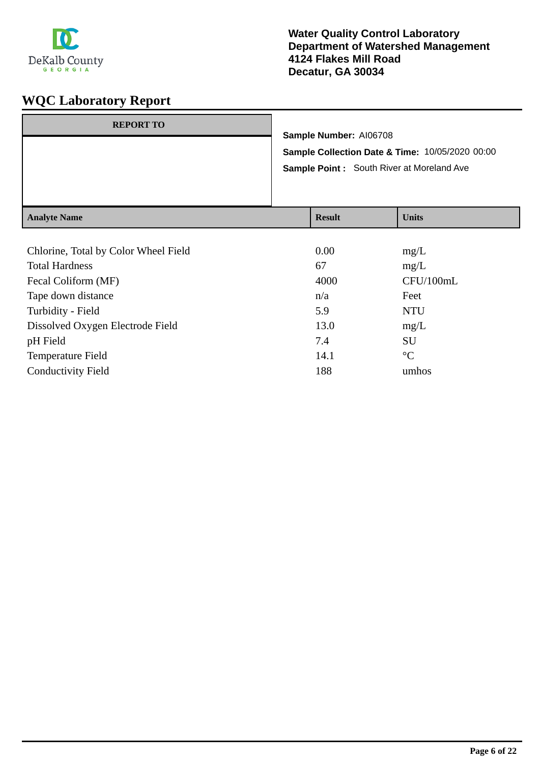**Water Quality Control Laboratory**
**Department of Watershed Management**
**4124 Flakes Mill Road**
**Decatur, GA 30034**

# WQC Laboratory Report

| REPORT TO |
| --- |
| |

**Sample Number:** AI06708

**Sample Collection Date & Time:** 10/05/2020 00:00

**Sample Point :** South River at Moreland Ave

| Analyte Name | Result | Units |
| --- | --- | --- |
| Chlorine, Total by Color Wheel Field | 0.00 | mg/L |
| Total Hardness | 67 | mg/L |
| Fecal Coliform (MF) | 4000 | CFU/100mL |
| Tape down distance | n/a | Feet |
| Turbidity - Field | 5.9 | NTU |
| Dissolved Oxygen Electrode Field | 13.0 | mg/L |
| pH Field | 7.4 | SU |
| Temperature Field | 14.1 | °C |
| Conductivity Field | 188 | umhos |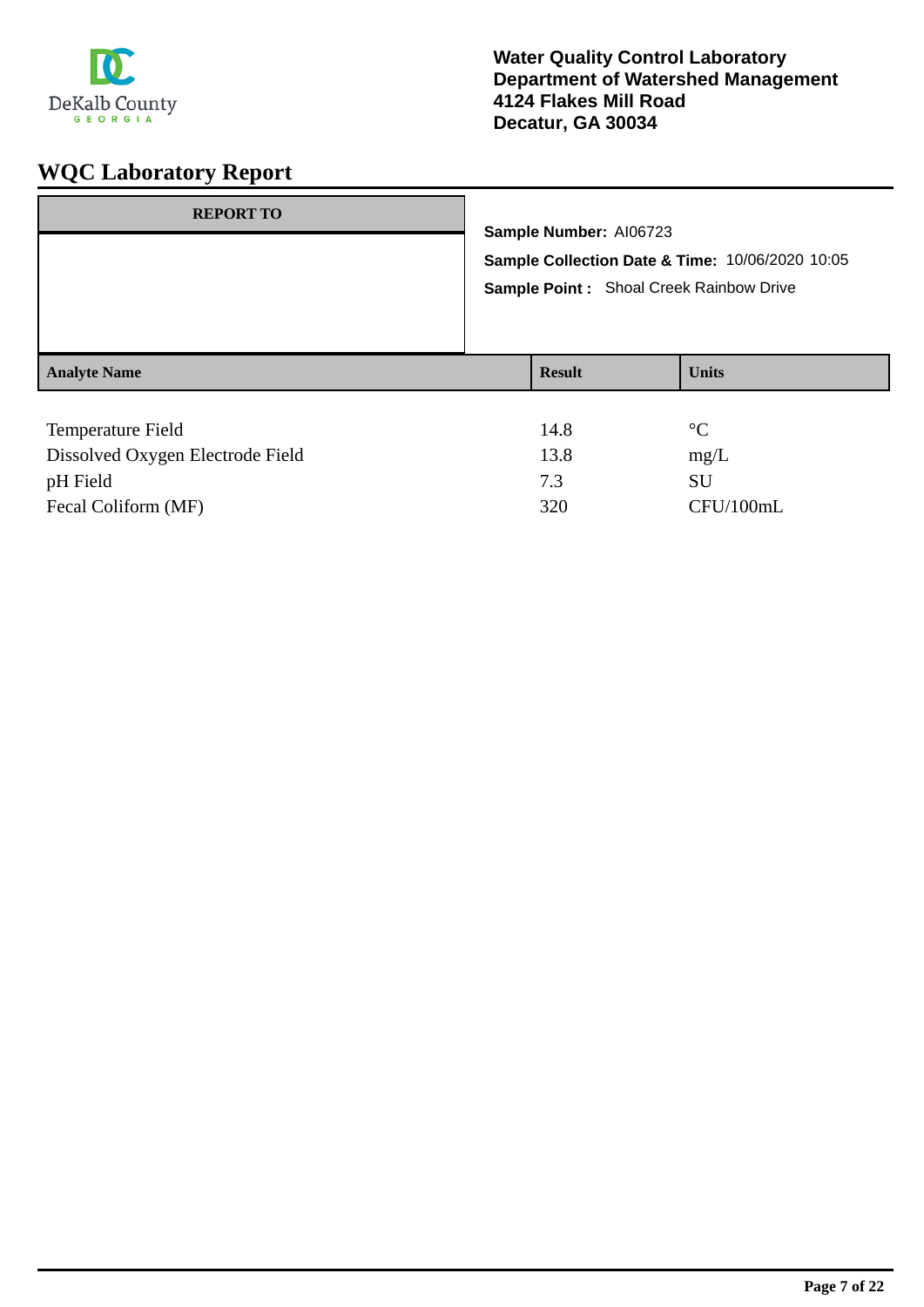DeKalb County
GEORGIA

**Water Quality Control Laboratory**
**Department of Watershed Management**
**4124 Flakes Mill Road**
**Decatur, GA 30034**

# WQC Laboratory Report

| REPORT TO |
| --- |
| |

**Sample Number:** AI06723

**Sample Collection Date & Time:** 10/06/2020 10:05

**Sample Point :** Shoal Creek Rainbow Drive

| Analyte Name | Result | Units |
| --- | --- | --- |
| Temperature Field | 14.8 | °C |
| Dissolved Oxygen Electrode Field | 13.8 | mg/L |
| pH Field | 7.3 | SU |
| Fecal Coliform (MF) | 320 | CFU/100mL |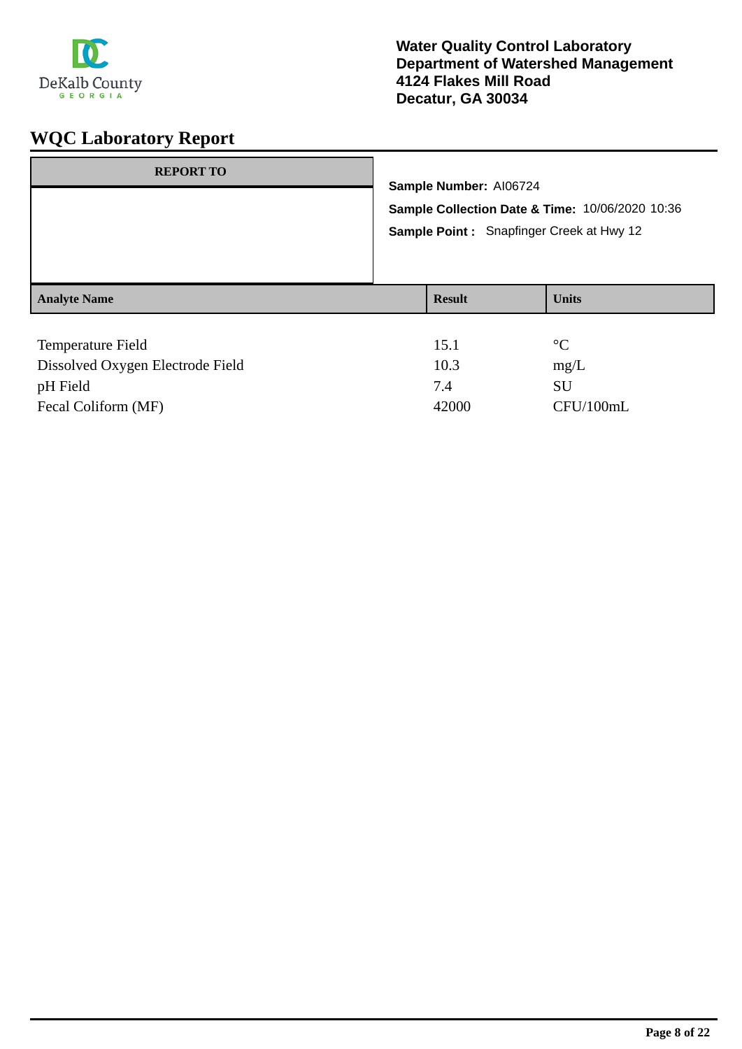DeKalb County GEORGIA

**Water Quality Control Laboratory**
**Department of Watershed Management**
**4124 Flakes Mill Road**
**Decatur, GA 30034**

# WQC Laboratory Report

| REPORT TO |
|---|
| |

**Sample Number:** AI06724

**Sample Collection Date & Time:** 10/06/2020 10:36

**Sample Point :** Snapfinger Creek at Hwy 12

| Analyte Name | Result | Units |
|---|---|---|
| Temperature Field | 15.1 | °C |
| Dissolved Oxygen Electrode Field | 10.3 | mg/L |
| pH Field | 7.4 | SU |
| Fecal Coliform (MF) | 42000 | CFU/100mL |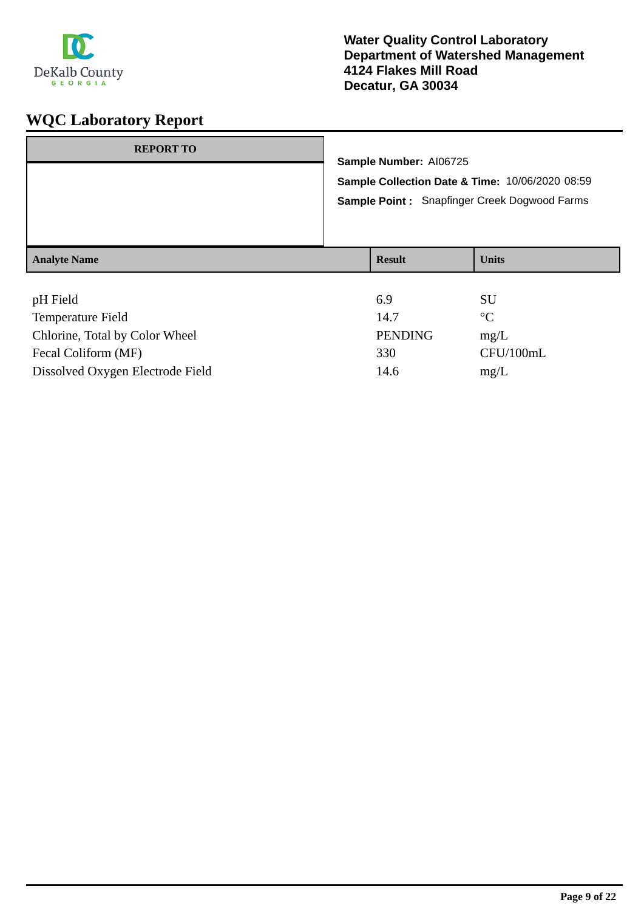DeKalb County
GEORGIA

**Water Quality Control Laboratory**
**Department of Watershed Management**
**4124 Flakes Mill Road**
**Decatur, GA 30034**

# WQC Laboratory Report

**REPORT TO**

**Sample Number:** AI06725
**Sample Collection Date & Time:** 10/06/2020 08:59
**Sample Point :** Snapfinger Creek Dogwood Farms

| Analyte Name | Result | Units |
|---|---|---|
| pH Field | 6.9 | SU |
| Temperature Field | 14.7 | °C |
| Chlorine, Total by Color Wheel | PENDING | mg/L |
| Fecal Coliform (MF) | 330 | CFU/100mL |
| Dissolved Oxygen Electrode Field | 14.6 | mg/L |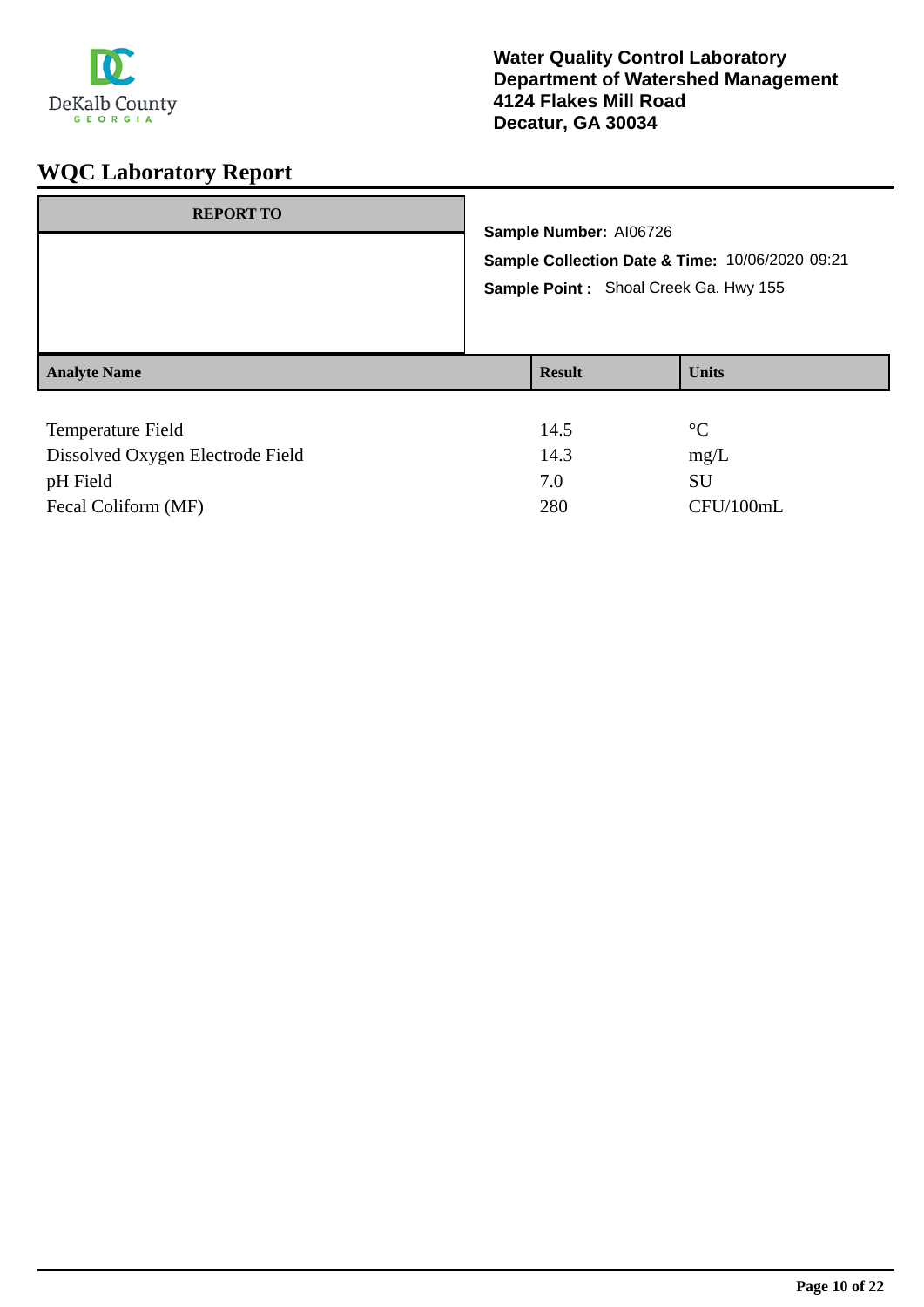DeKalb County GEORGIA

**Water Quality Control Laboratory**
**Department of Watershed Management**
**4124 Flakes Mill Road**
**Decatur, GA 30034**

# WQC Laboratory Report

| REPORT TO |
| --- |
| |

**Sample Number:** AI06726

**Sample Collection Date & Time:** 10/06/2020 09:21

**Sample Point :** Shoal Creek Ga. Hwy 155

| Analyte Name | Result | Units |
| --- | --- | --- |
| Temperature Field | 14.5 | °C |
| Dissolved Oxygen Electrode Field | 14.3 | mg/L |
| pH Field | 7.0 | SU |
| Fecal Coliform (MF) | 280 | CFU/100mL |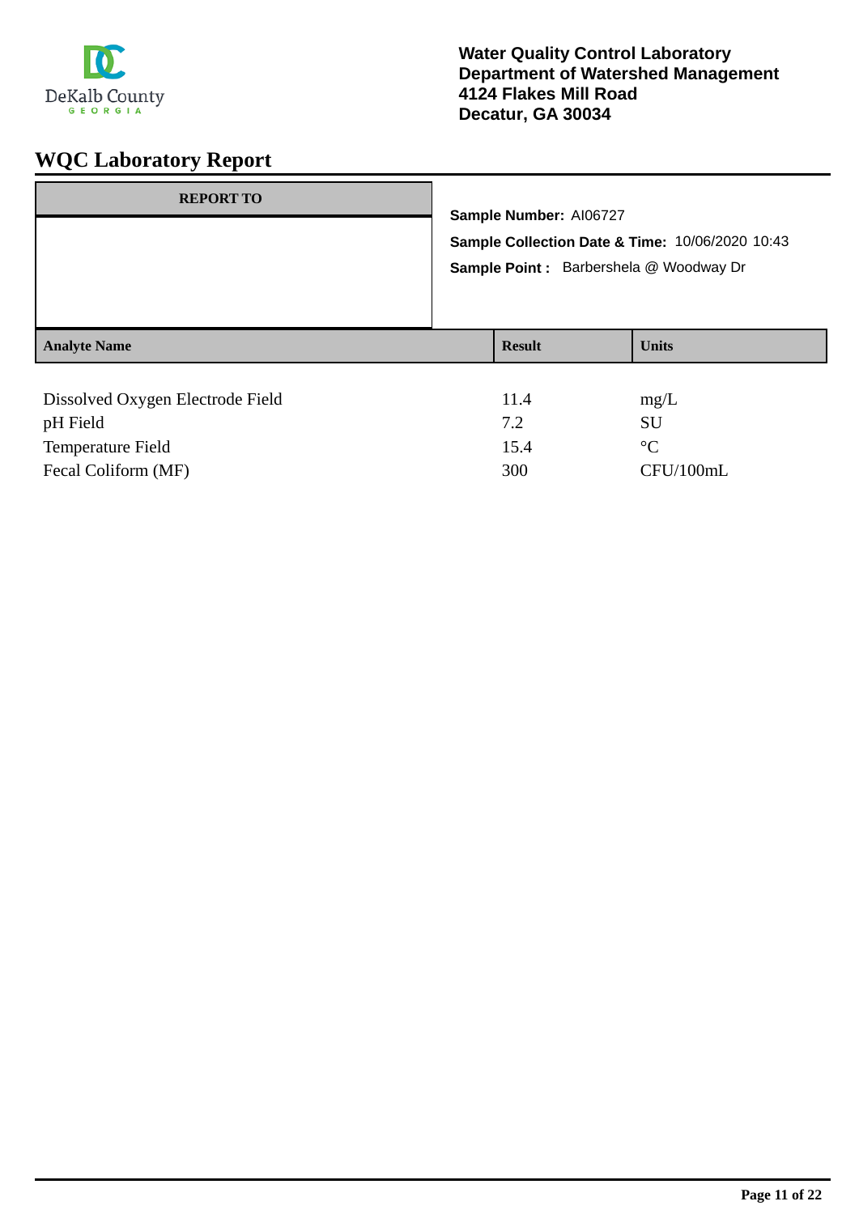DeKalb County
GEORGIA

**Water Quality Control Laboratory**
**Department of Watershed Management**
**4124 Flakes Mill Road**
**Decatur, GA 30034**

# WQC Laboratory Report

| REPORT TO |
|---|
| |

**Sample Number:** AI06727

**Sample Collection Date & Time:** 10/06/2020 10:43

**Sample Point :** Barbershela @ Woodway Dr

| Analyte Name | Result | Units |
|---|---|---|
| Dissolved Oxygen Electrode Field | 11.4 | mg/L |
| pH Field | 7.2 | SU |
| Temperature Field | 15.4 | °C |
| Fecal Coliform (MF) | 300 | CFU/100mL |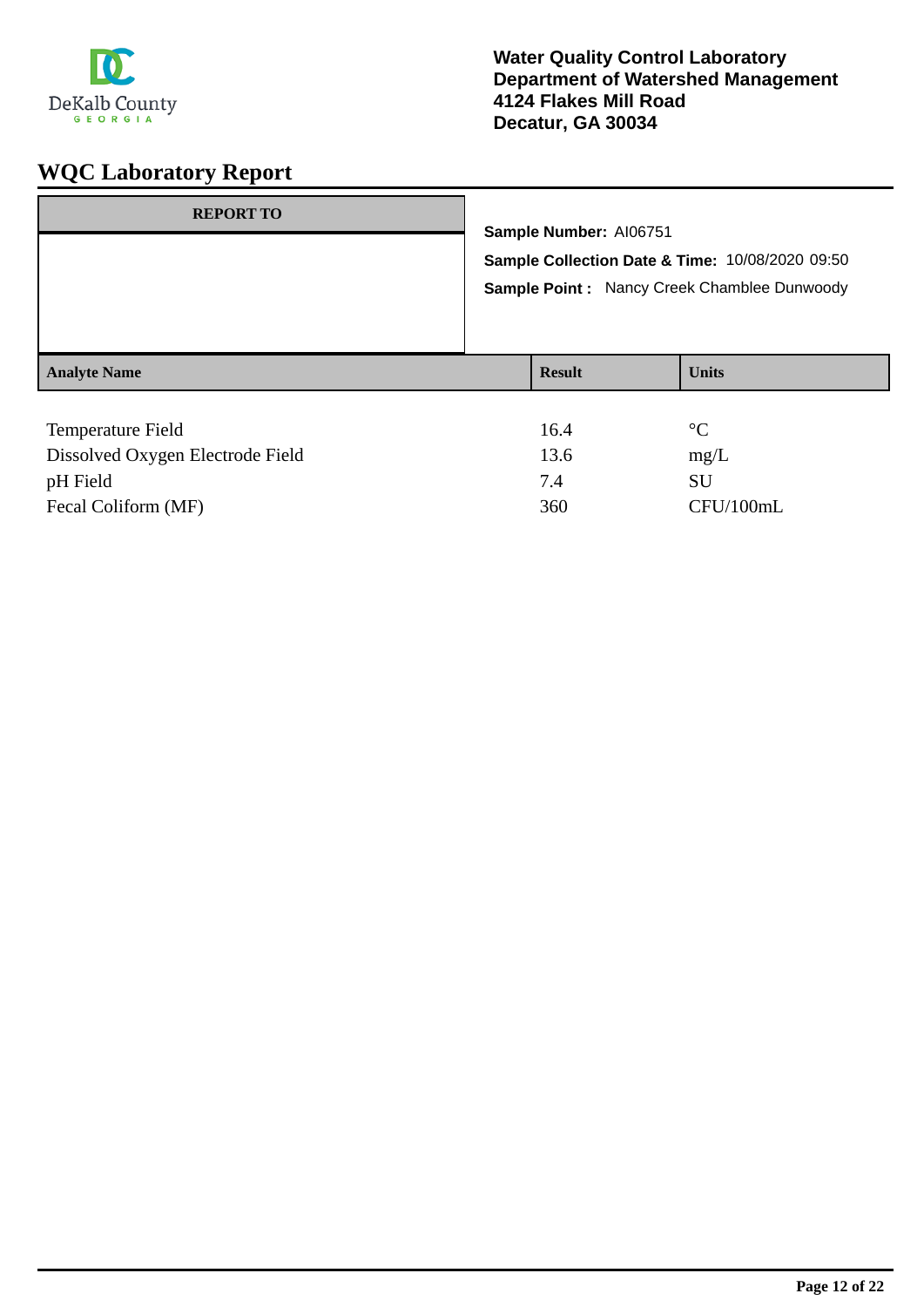DeKalb County GEORGIA

**Water Quality Control Laboratory**
**Department of Watershed Management**
**4124 Flakes Mill Road**
**Decatur, GA 30034**

# WQC Laboratory Report

| REPORT TO |
|---|
| |

**Sample Number:** AI06751

**Sample Collection Date & Time:** 10/08/2020 09:50

**Sample Point :** Nancy Creek Chamblee Dunwoody

| Analyte Name | Result | Units |
|---|---|---|
| Temperature Field | 16.4 | °C |
| Dissolved Oxygen Electrode Field | 13.6 | mg/L |
| pH Field | 7.4 | SU |
| Fecal Coliform (MF) | 360 | CFU/100mL |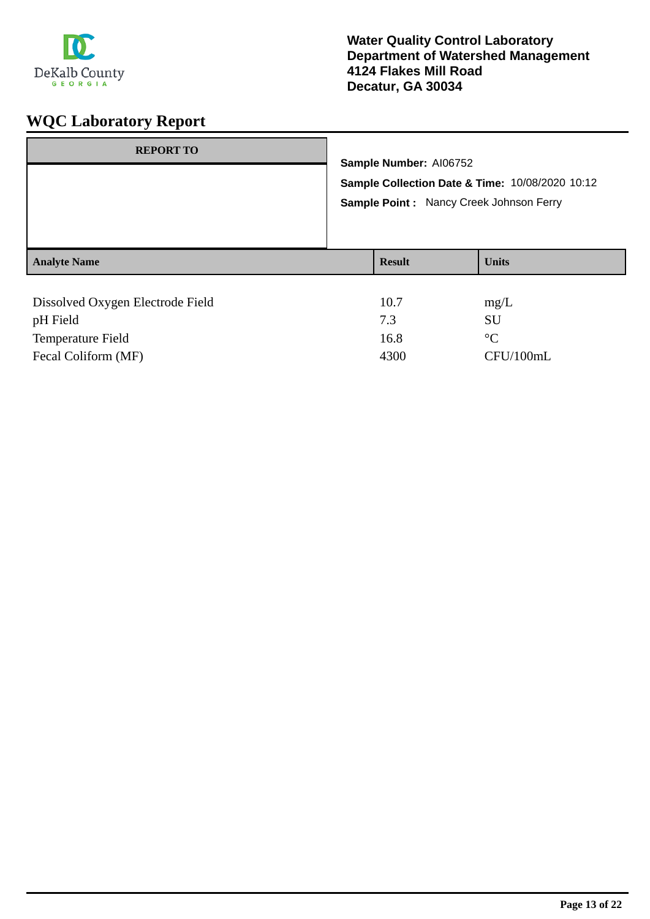DeKalb County
GEORGIA

**Water Quality Control Laboratory**
**Department of Watershed Management**
**4124 Flakes Mill Road**
**Decatur, GA 30034**

# WQC Laboratory Report

| REPORT TO |
| --- |
| |

**Sample Number:** AI06752

**Sample Collection Date & Time:** 10/08/2020 10:12

**Sample Point :** Nancy Creek Johnson Ferry

| Analyte Name | Result | Units |
| --- | --- | --- |
| Dissolved Oxygen Electrode Field | 10.7 | mg/L |
| pH Field | 7.3 | SU |
| Temperature Field | 16.8 | °C |
| Fecal Coliform (MF) | 4300 | CFU/100mL |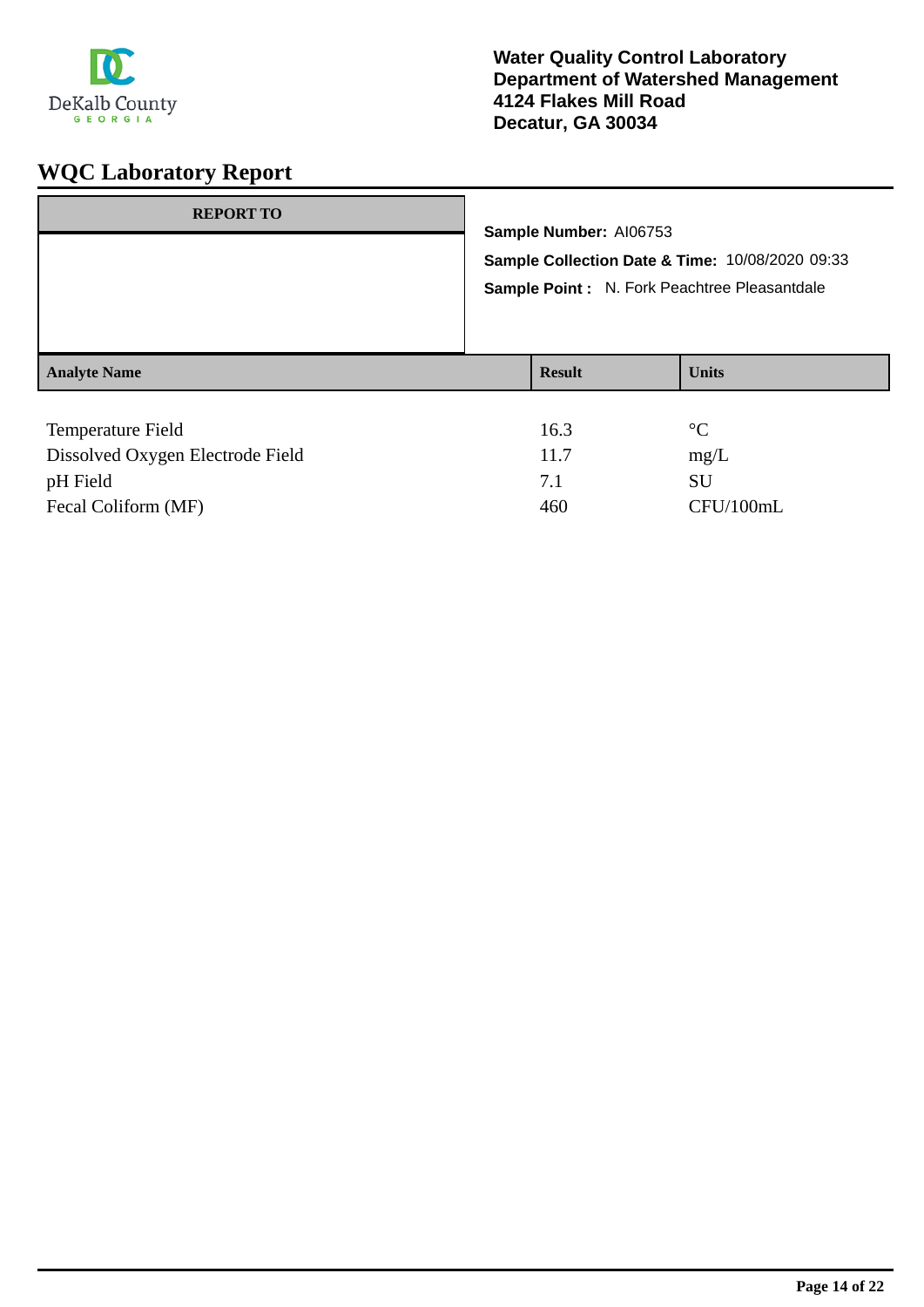Water Quality Control Laboratory
Department of Watershed Management
4124 Flakes Mill Road
Decatur, GA 30034

# WQC Laboratory Report

| REPORT TO |
|---|
| |

**Sample Number:** AI06753

**Sample Collection Date & Time:** 10/08/2020 09:33

**Sample Point :** N. Fork Peachtree Pleasantdale

| Analyte Name | Result | Units |
|---|---|---|
| Temperature Field | 16.3 | °C |
| Dissolved Oxygen Electrode Field | 11.7 | mg/L |
| pH Field | 7.1 | SU |
| Fecal Coliform (MF) | 460 | CFU/100mL |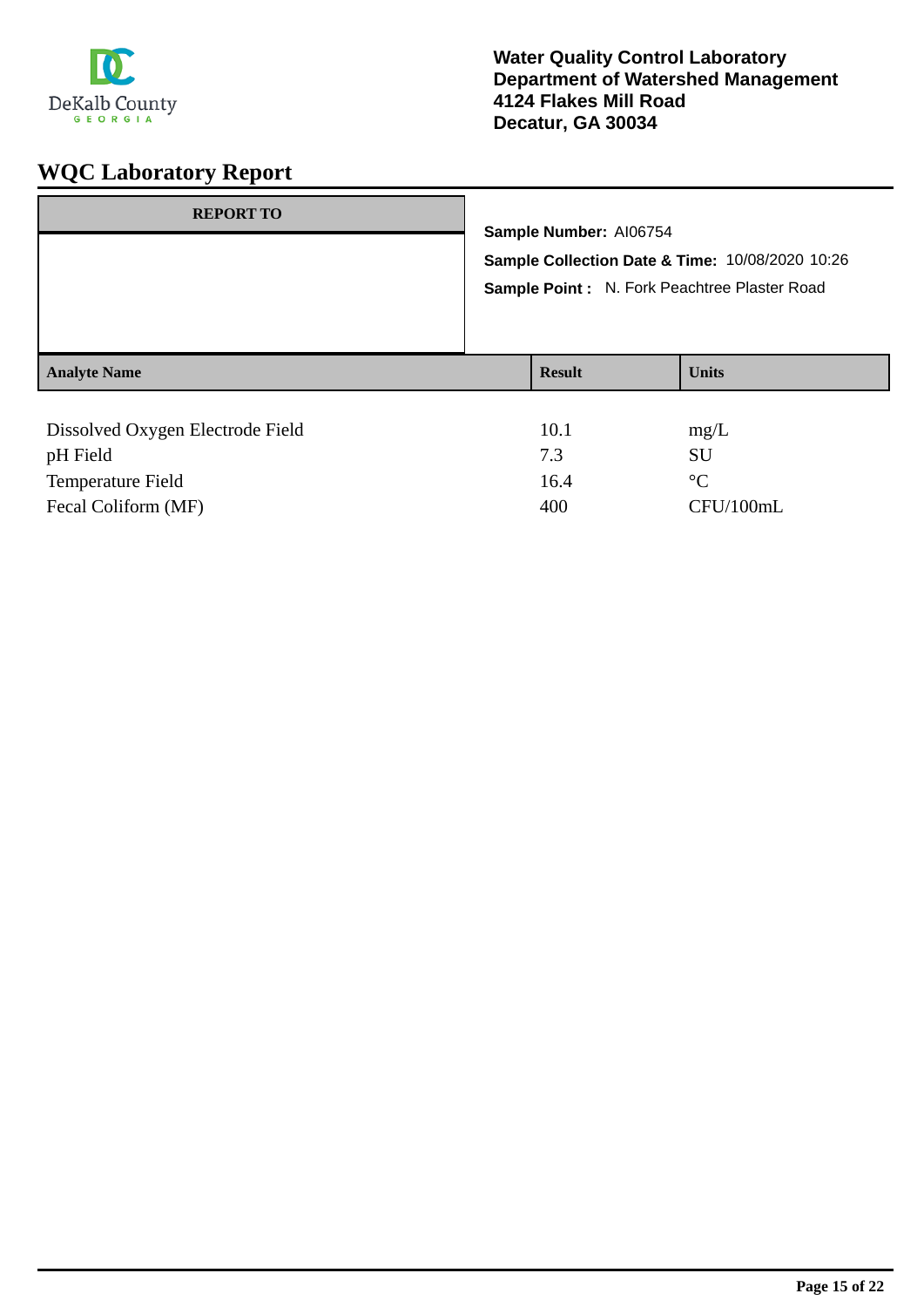DeKalb County GEORGIA

**Water Quality Control Laboratory**
**Department of Watershed Management**
**4124 Flakes Mill Road**
**Decatur, GA 30034**

# WQC Laboratory Report

| REPORT TO |
| --- |
| |

**Sample Number:** AI06754

**Sample Collection Date & Time:** 10/08/2020 10:26

**Sample Point :** N. Fork Peachtree Plaster Road

| Analyte Name | Result | Units |
| --- | --- | --- |
| Dissolved Oxygen Electrode Field | 10.1 | mg/L |
| pH Field | 7.3 | SU |
| Temperature Field | 16.4 | °C |
| Fecal Coliform (MF) | 400 | CFU/100mL |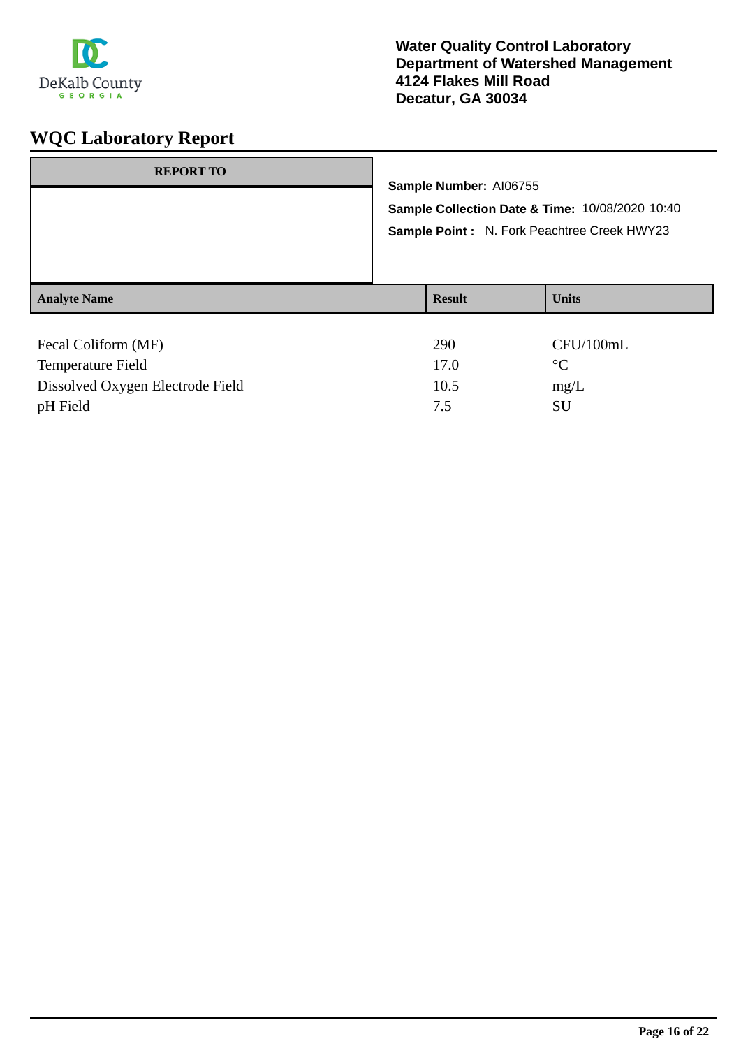DeKalb County
GEORGIA

**Water Quality Control Laboratory**
**Department of Watershed Management**
**4124 Flakes Mill Road**
**Decatur, GA 30034**

# WQC Laboratory Report

**REPORT TO**

**Sample Number:** AI06755

**Sample Collection Date & Time:** 10/08/2020 10:40

**Sample Point :** N. Fork Peachtree Creek HWY23

| Analyte Name | Result | Units |
|---|---|---|
| Fecal Coliform (MF) | 290 | CFU/100mL |
| Temperature Field | 17.0 | °C |
| Dissolved Oxygen Electrode Field | 10.5 | mg/L |
| pH Field | 7.5 | SU |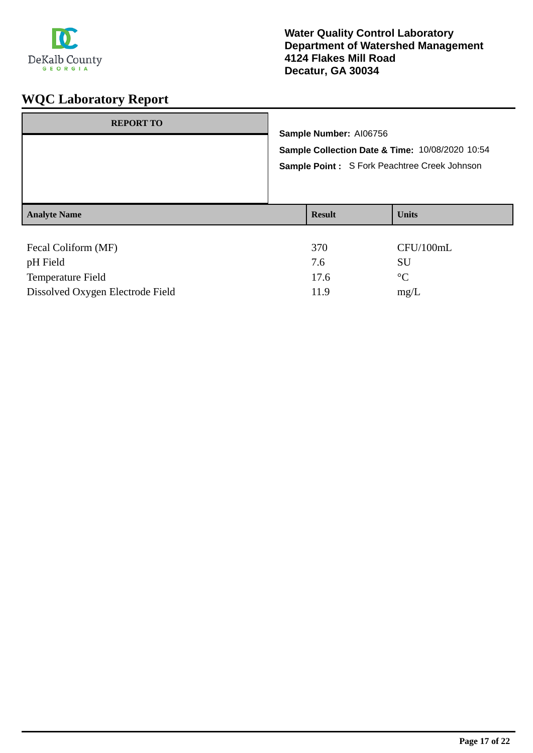DeKalb County
GEORGIA

**Water Quality Control Laboratory**
**Department of Watershed Management**
**4124 Flakes Mill Road**
**Decatur, GA 30034**

# WQC Laboratory Report

| REPORT TO |
|---|
| |

**Sample Number:** AI06756

**Sample Collection Date & Time:** 10/08/2020 10:54

**Sample Point :** S Fork Peachtree Creek Johnson

| Analyte Name | Result | Units |
|---|---|---|
| Fecal Coliform (MF) | 370 | CFU/100mL |
| pH Field | 7.6 | SU |
| Temperature Field | 17.6 | °C |
| Dissolved Oxygen Electrode Field | 11.9 | mg/L |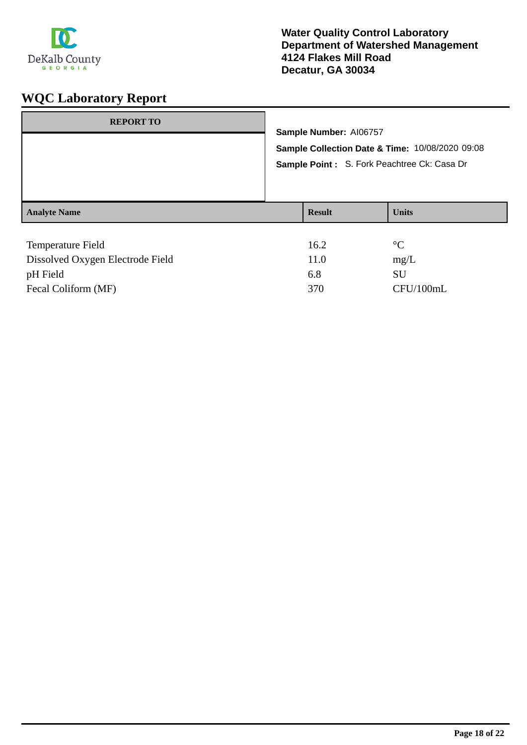DeKalb County GEORGIA

**Water Quality Control Laboratory**
**Department of Watershed Management**
**4124 Flakes Mill Road**
**Decatur, GA 30034**

# WQC Laboratory Report

| REPORT TO |
|---|
| |

**Sample Number:** AI06757

**Sample Collection Date & Time:** 10/08/2020 09:08

**Sample Point :** S. Fork Peachtree Ck: Casa Dr

| Analyte Name | Result | Units |
|---|---|---|
| Temperature Field | 16.2 | °C |
| Dissolved Oxygen Electrode Field | 11.0 | mg/L |
| pH Field | 6.8 | SU |
| Fecal Coliform (MF) | 370 | CFU/100mL |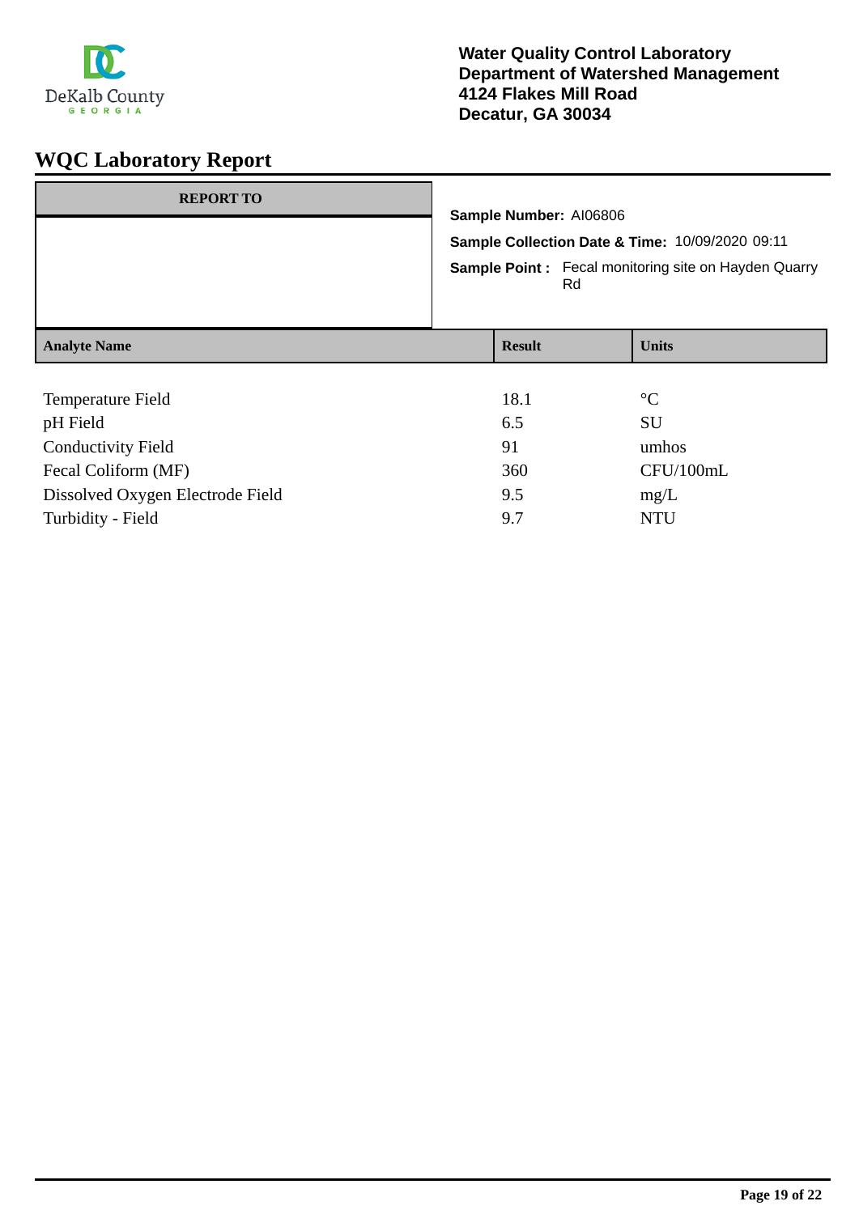DeKalb County
GEORGIA

**Water Quality Control Laboratory**
**Department of Watershed Management**
**4124 Flakes Mill Road**
**Decatur, GA 30034**

# WQC Laboratory Report

| REPORT TO |
|---|
| |

**Sample Number:** AI06806

**Sample Collection Date & Time:** 10/09/2020 09:11

**Sample Point :** Fecal monitoring site on Hayden Quarry Rd

| Analyte Name | Result | Units |
|---|---|---|
| Temperature Field | 18.1 | °C |
| pH Field | 6.5 | SU |
| Conductivity Field | 91 | umhos |
| Fecal Coliform (MF) | 360 | CFU/100mL |
| Dissolved Oxygen Electrode Field | 9.5 | mg/L |
| Turbidity - Field | 9.7 | NTU |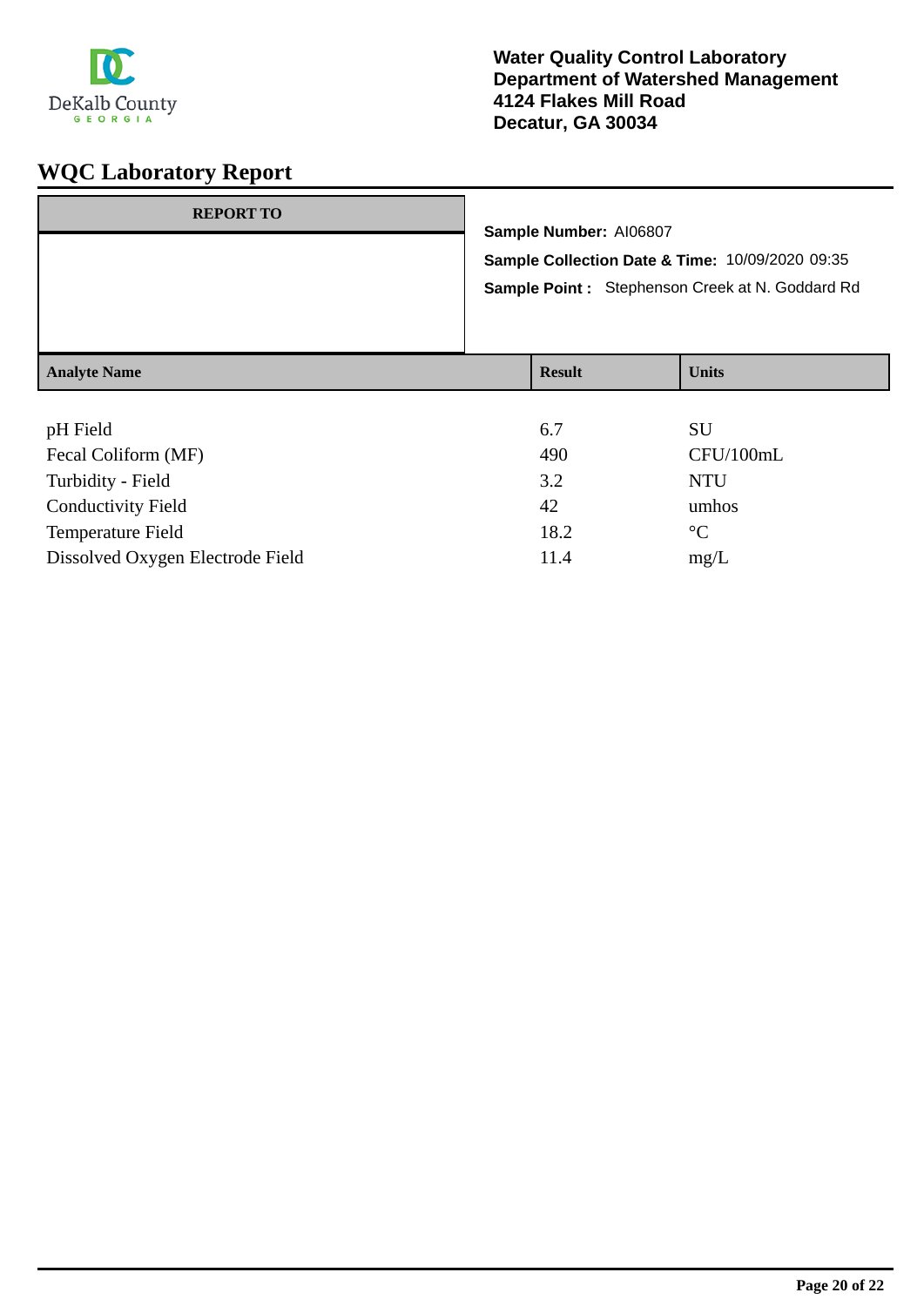**Water Quality Control Laboratory**
**Department of Watershed Management**
**4124 Flakes Mill Road**
**Decatur, GA 30034**

# WQC Laboratory Report

| REPORT TO |
|---|
| |

**Sample Number:** AI06807

**Sample Collection Date & Time:** 10/09/2020 09:35

**Sample Point :** Stephenson Creek at N. Goddard Rd

| Analyte Name | Result | Units |
|---|---|---|
| pH Field | 6.7 | SU |
| Fecal Coliform (MF) | 490 | CFU/100mL |
| Turbidity - Field | 3.2 | NTU |
| Conductivity Field | 42 | umhos |
| Temperature Field | 18.2 | °C |
| Dissolved Oxygen Electrode Field | 11.4 | mg/L |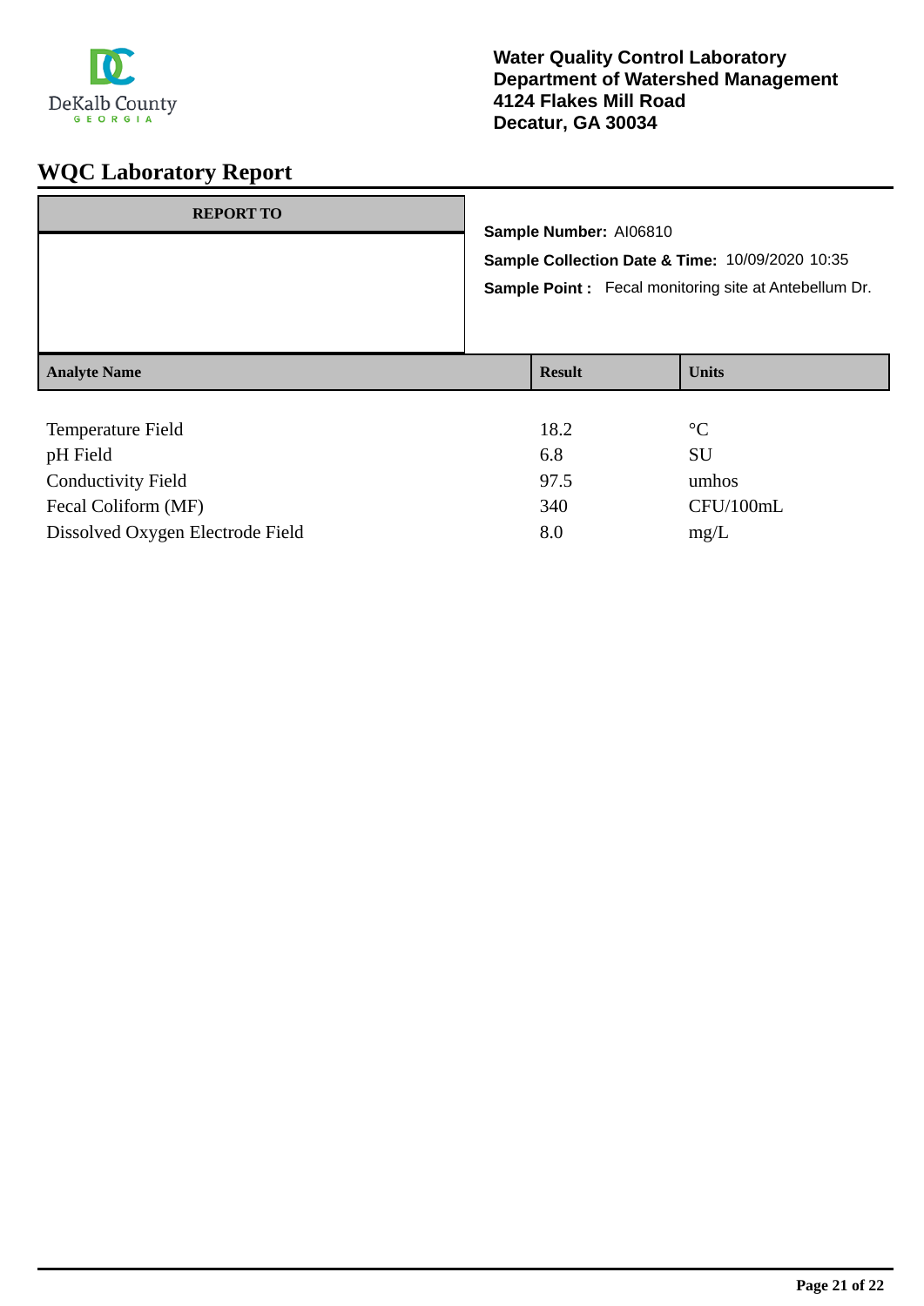DeKalb County
GEORGIA

**Water Quality Control Laboratory**
**Department of Watershed Management**
**4124 Flakes Mill Road**
**Decatur, GA 30034**

# WQC Laboratory Report

| REPORT TO |
|---|
| |

**Sample Number:** AI06810

**Sample Collection Date & Time:** 10/09/2020 10:35

**Sample Point :** Fecal monitoring site at Antebellum Dr.

| Analyte Name | Result | Units |
|---|---|---|
| Temperature Field | 18.2 | °C |
| pH Field | 6.8 | SU |
| Conductivity Field | 97.5 | umhos |
| Fecal Coliform (MF) | 340 | CFU/100mL |
| Dissolved Oxygen Electrode Field | 8.0 | mg/L |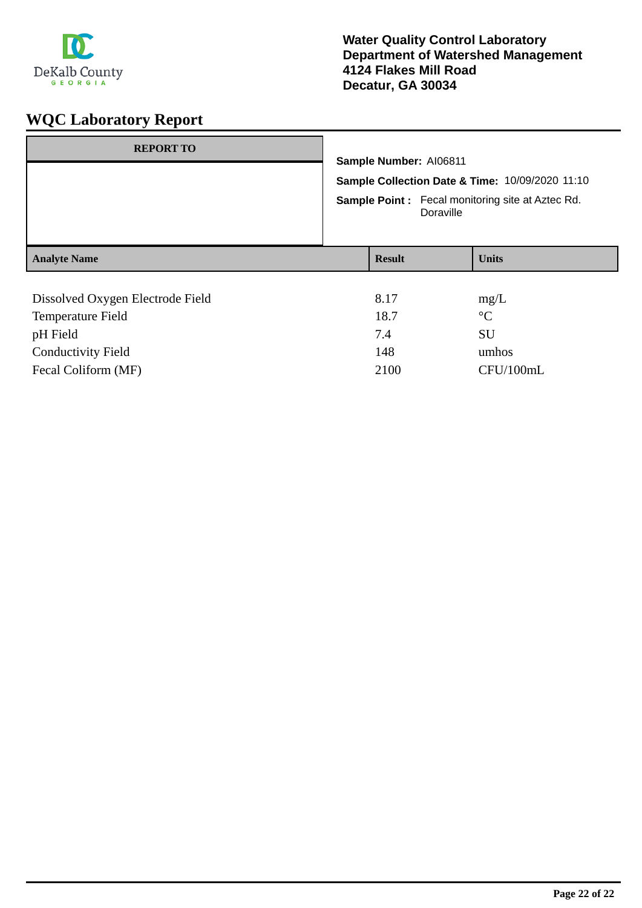DeKalb County
GEORGIA

**Water Quality Control Laboratory**
**Department of Watershed Management**
**4124 Flakes Mill Road**
**Decatur, GA 30034**

# WQC Laboratory Report

| REPORT TO |
|---|
| |

**Sample Number:** AI06811

**Sample Collection Date & Time:** 10/09/2020 11:10

**Sample Point :** Fecal monitoring site at Aztec Rd. Doraville

| Analyte Name | Result | Units |
|---|---|---|
| Dissolved Oxygen Electrode Field | 8.17 | mg/L |
| Temperature Field | 18.7 | °C |
| pH Field | 7.4 | SU |
| Conductivity Field | 148 | umhos |
| Fecal Coliform (MF) | 2100 | CFU/100mL |